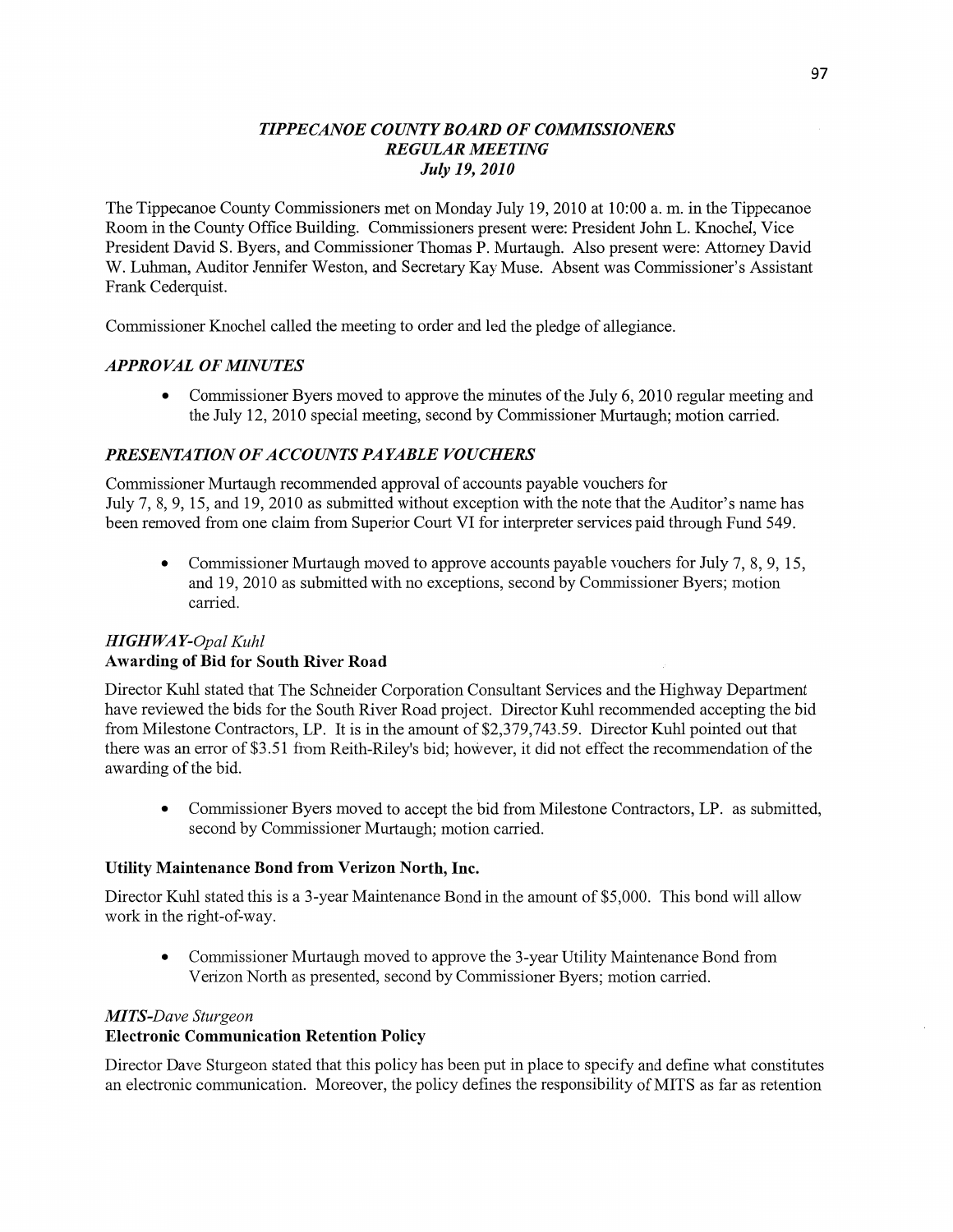# *TIPPECANOE COUNTY BOARD OF COMMISSIONERS*
## *REGULAR MEETING*
### *July 19, 2010*

The Tippecanoe County Commissioners met on Monday July 19, 2010 at 10:00 a. m. in the Tippecanoe Room in the County Office Building. Commissioners present were: President John L. Knochel, Vice President David S. Byers, and Commissioner Thomas P. Murtaugh. Also present were: Attorney David W. Luhman, Auditor Jennifer Weston, and Secretary Kay Muse. Absent was Commissioner's Assistant Frank Cederquist.

Commissioner Knochel called the meeting to order and led the pledge of allegiance.

### *APPROVAL OF MINUTES*

- Commissioner Byers moved to approve the minutes of the July 6, 2010 regular meeting and the July 12, 2010 special meeting, second by Commissioner Murtaugh; motion carried.

### *PRESENTATION OF ACCOUNTS PAYABLE VOUCHERS*

Commissioner Murtaugh recommended approval of accounts payable vouchers for July 7, 8, 9, 15, and 19, 2010 as submitted without exception with the note that the Auditor's name has been removed from one claim from Superior Court VI for interpreter services paid through Fund 549.

- Commissioner Murtaugh moved to approve accounts payable vouchers for July 7, 8, 9, 15, and 19, 2010 as submitted with no exceptions, second by Commissioner Byers; motion carried.

### *HIGHWAY-Opal Kuhl*

**Awarding of Bid for South River Road**

Director Kuhl stated that The Schneider Corporation Consultant Services and the Highway Department have reviewed the bids for the South River Road project. Director Kuhl recommended accepting the bid from Milestone Contractors, LP. It is in the amount of $2,379,743.59. Director Kuhl pointed out that there was an error of $3.51 from Reith-Riley's bid; however, it did not effect the recommendation of the awarding of the bid.

- Commissioner Byers moved to accept the bid from Milestone Contractors, LP. as submitted, second by Commissioner Murtaugh; motion carried.

**Utility Maintenance Bond from Verizon North, Inc.**

Director Kuhl stated this is a 3-year Maintenance Bond in the amount of $5,000. This bond will allow work in the right-of-way.

- Commissioner Murtaugh moved to approve the 3-year Utility Maintenance Bond from Verizon North as presented, second by Commissioner Byers; motion carried.

### *MITS-Dave Sturgeon*

**Electronic Communication Retention Policy**

Director Dave Sturgeon stated that this policy has been put in place to specify and define what constitutes an electronic communication. Moreover, the policy defines the responsibility of MITS as far as retention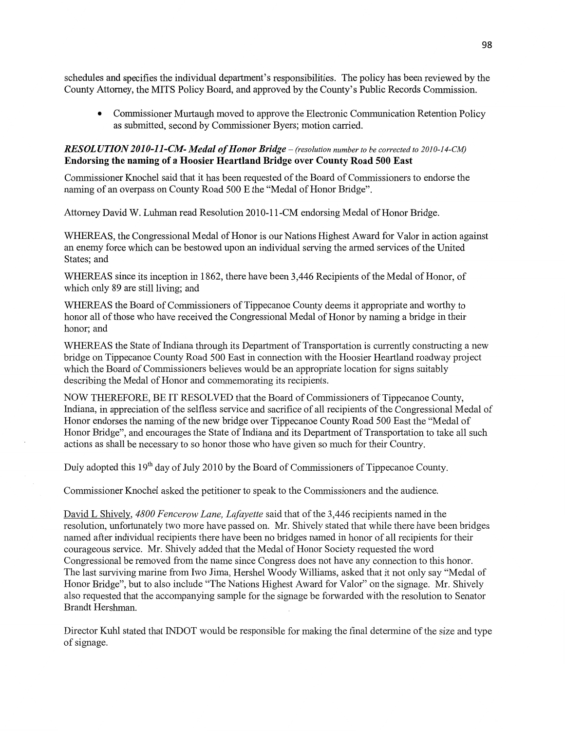schedules and specifies the individual department's responsibilities. The policy has been reviewed by the County Attorney, the MITS Policy Board, and approved by the County's Public Records Commission.

- Commissioner Murtaugh moved to approve the Electronic Communication Retention Policy as submitted, second by Commissioner Byers; motion carried.

***RESOLUTION 2010-11-CM- Medal of Honor Bridge** – (resolution number to be corrected to 2010-14-CM)*
**Endorsing the naming of a Hoosier Heartland Bridge over County Road 500 East**

Commissioner Knochel said that it has been requested of the Board of Commissioners to endorse the naming of an overpass on County Road 500 E the "Medal of Honor Bridge".

Attorney David W. Luhman read Resolution 2010-11-CM endorsing Medal of Honor Bridge.

WHEREAS, the Congressional Medal of Honor is our Nations Highest Award for Valor in action against an enemy force which can be bestowed upon an individual serving the armed services of the United States; and

WHEREAS since its inception in 1862, there have been 3,446 Recipients of the Medal of Honor, of which only 89 are still living; and

WHEREAS the Board of Commissioners of Tippecanoe County deems it appropriate and worthy to honor all of those who have received the Congressional Medal of Honor by naming a bridge in their honor; and

WHEREAS the State of Indiana through its Department of Transportation is currently constructing a new bridge on Tippecanoe County Road 500 East in connection with the Hoosier Heartland roadway project which the Board of Commissioners believes would be an appropriate location for signs suitably describing the Medal of Honor and commemorating its recipients.

NOW THEREFORE, BE IT RESOLVED that the Board of Commissioners of Tippecanoe County, Indiana, in appreciation of the selfless service and sacrifice of all recipients of the Congressional Medal of Honor endorses the naming of the new bridge over Tippecanoe County Road 500 East the "Medal of Honor Bridge", and encourages the State of Indiana and its Department of Transportation to take all such actions as shall be necessary to so honor those who have given so much for their Country.

Duly adopted this 19th day of July 2010 by the Board of Commissioners of Tippecanoe County.

Commissioner Knochel asked the petitioner to speak to the Commissioners and the audience.

David L Shively, *4800 Fencerow Lane, Lafayette* said that of the 3,446 recipients named in the resolution, unfortunately two more have passed on. Mr. Shively stated that while there have been bridges named after individual recipients there have been no bridges named in honor of all recipients for their courageous service. Mr. Shively added that the Medal of Honor Society requested the word Congressional be removed from the name since Congress does not have any connection to this honor. The last surviving marine from Iwo Jima, Hershel Woody Williams, asked that it not only say "Medal of Honor Bridge", but to also include "The Nations Highest Award for Valor" on the signage. Mr. Shively also requested that the accompanying sample for the signage be forwarded with the resolution to Senator Brandt Hershman.

Director Kuhl stated that INDOT would be responsible for making the final determine of the size and type of signage.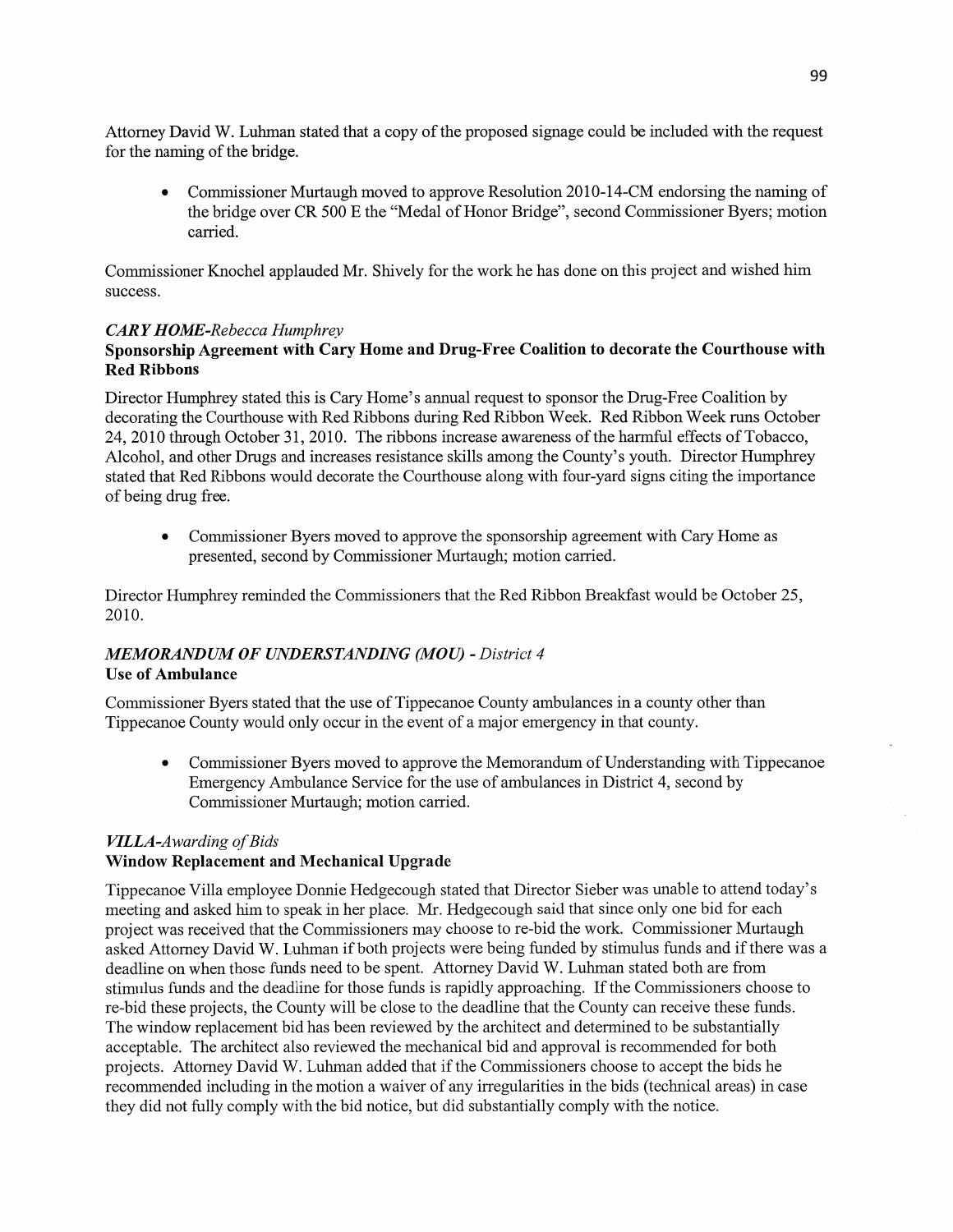Attorney David W. Luhman stated that a copy of the proposed signage could be included with the request for the naming of the bridge.

- Commissioner Murtaugh moved to approve Resolution 2010-14-CM endorsing the naming of the bridge over CR 500 E the "Medal of Honor Bridge", second Commissioner Byers; motion carried.

Commissioner Knochel applauded Mr. Shively for the work he has done on this project and wished him success.

### *CARY HOME-Rebecca Humphrey*

**Sponsorship Agreement with Cary Home and Drug-Free Coalition to decorate the Courthouse with Red Ribbons**

Director Humphrey stated this is Cary Home's annual request to sponsor the Drug-Free Coalition by decorating the Courthouse with Red Ribbons during Red Ribbon Week. Red Ribbon Week runs October 24, 2010 through October 31, 2010. The ribbons increase awareness of the harmful effects of Tobacco, Alcohol, and other Drugs and increases resistance skills among the County's youth. Director Humphrey stated that Red Ribbons would decorate the Courthouse along with four-yard signs citing the importance of being drug free.

- Commissioner Byers moved to approve the sponsorship agreement with Cary Home as presented, second by Commissioner Murtaugh; motion carried.

Director Humphrey reminded the Commissioners that the Red Ribbon Breakfast would be October 25, 2010.

### *MEMORANDUM OF UNDERSTANDING (MOU) - District 4*

**Use of Ambulance**

Commissioner Byers stated that the use of Tippecanoe County ambulances in a county other than Tippecanoe County would only occur in the event of a major emergency in that county.

- Commissioner Byers moved to approve the Memorandum of Understanding with Tippecanoe Emergency Ambulance Service for the use of ambulances in District 4, second by Commissioner Murtaugh; motion carried.

### *VILLA-Awarding of Bids*

**Window Replacement and Mechanical Upgrade**

Tippecanoe Villa employee Donnie Hedgecough stated that Director Sieber was unable to attend today's meeting and asked him to speak in her place. Mr. Hedgecough said that since only one bid for each project was received that the Commissioners may choose to re-bid the work. Commissioner Murtaugh asked Attorney David W. Luhman if both projects were being funded by stimulus funds and if there was a deadline on when those funds need to be spent. Attorney David W. Luhman stated both are from stimulus funds and the deadline for those funds is rapidly approaching. If the Commissioners choose to re-bid these projects, the County will be close to the deadline that the County can receive these funds. The window replacement bid has been reviewed by the architect and determined to be substantially acceptable. The architect also reviewed the mechanical bid and approval is recommended for both projects. Attorney David W. Luhman added that if the Commissioners choose to accept the bids he recommended including in the motion a waiver of any irregularities in the bids (technical areas) in case they did not fully comply with the bid notice, but did substantially comply with the notice.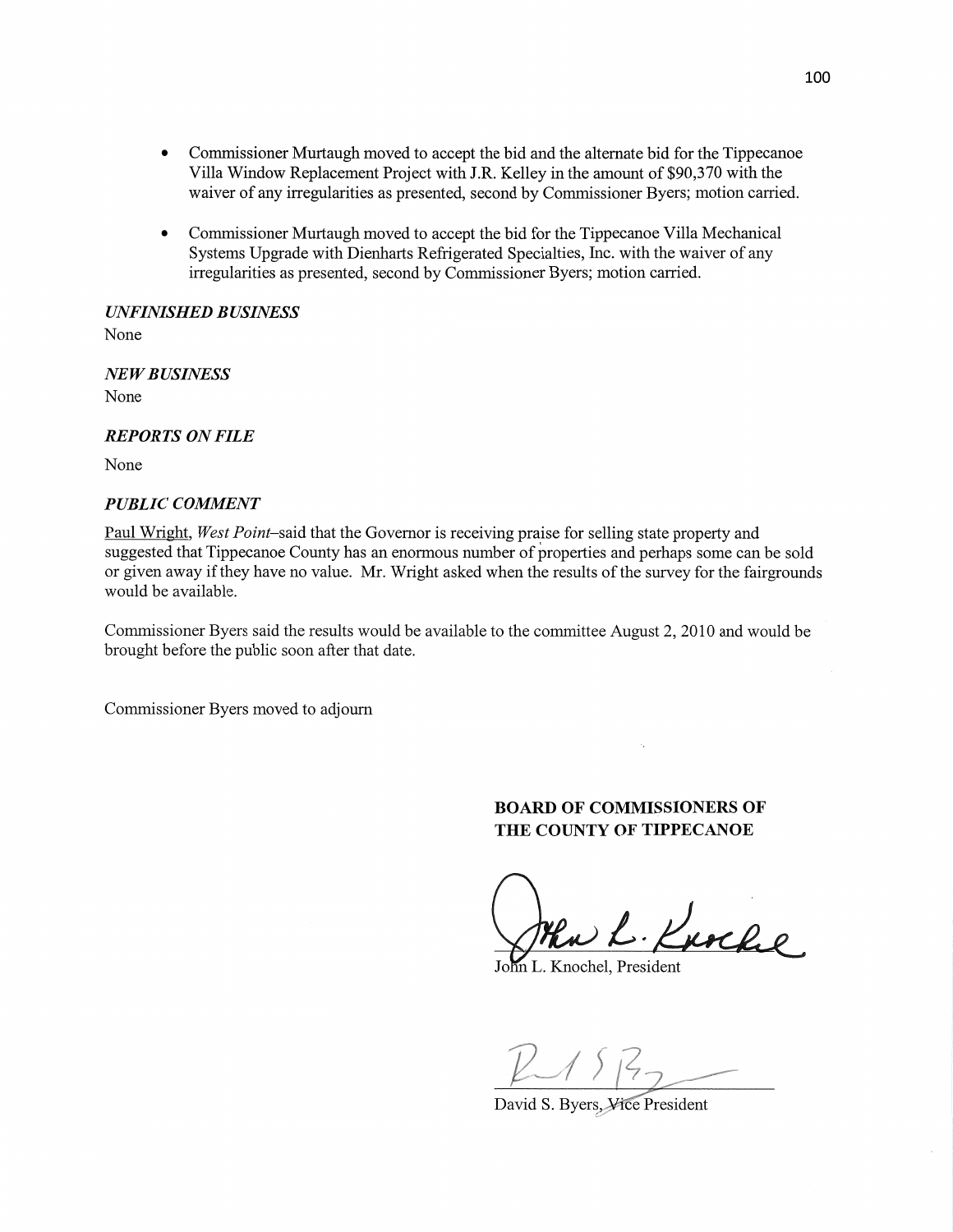- Commissioner Murtaugh moved to accept the bid and the alternate bid for the Tippecanoe Villa Window Replacement Project with J.R. Kelley in the amount of $90,370 with the waiver of any irregularities as presented, second by Commissioner Byers; motion carried.

- Commissioner Murtaugh moved to accept the bid for the Tippecanoe Villa Mechanical Systems Upgrade with Dienharts Refrigerated Specialties, Inc. with the waiver of any irregularities as presented, second by Commissioner Byers; motion carried.

### *UNFINISHED BUSINESS*

None

### *NEW BUSINESS*

None

### *REPORTS ON FILE*

None

### *PUBLIC COMMENT*

Paul Wright, *West Point*–said that the Governor is receiving praise for selling state property and suggested that Tippecanoe County has an enormous number of properties and perhaps some can be sold or given away if they have no value. Mr. Wright asked when the results of the survey for the fairgrounds would be available.

Commissioner Byers said the results would be available to the committee August 2, 2010 and would be brought before the public soon after that date.

Commissioner Byers moved to adjourn

**BOARD OF COMMISSIONERS OF THE COUNTY OF TIPPECANOE**

John L. Knochel, President

David S. Byers, Vice President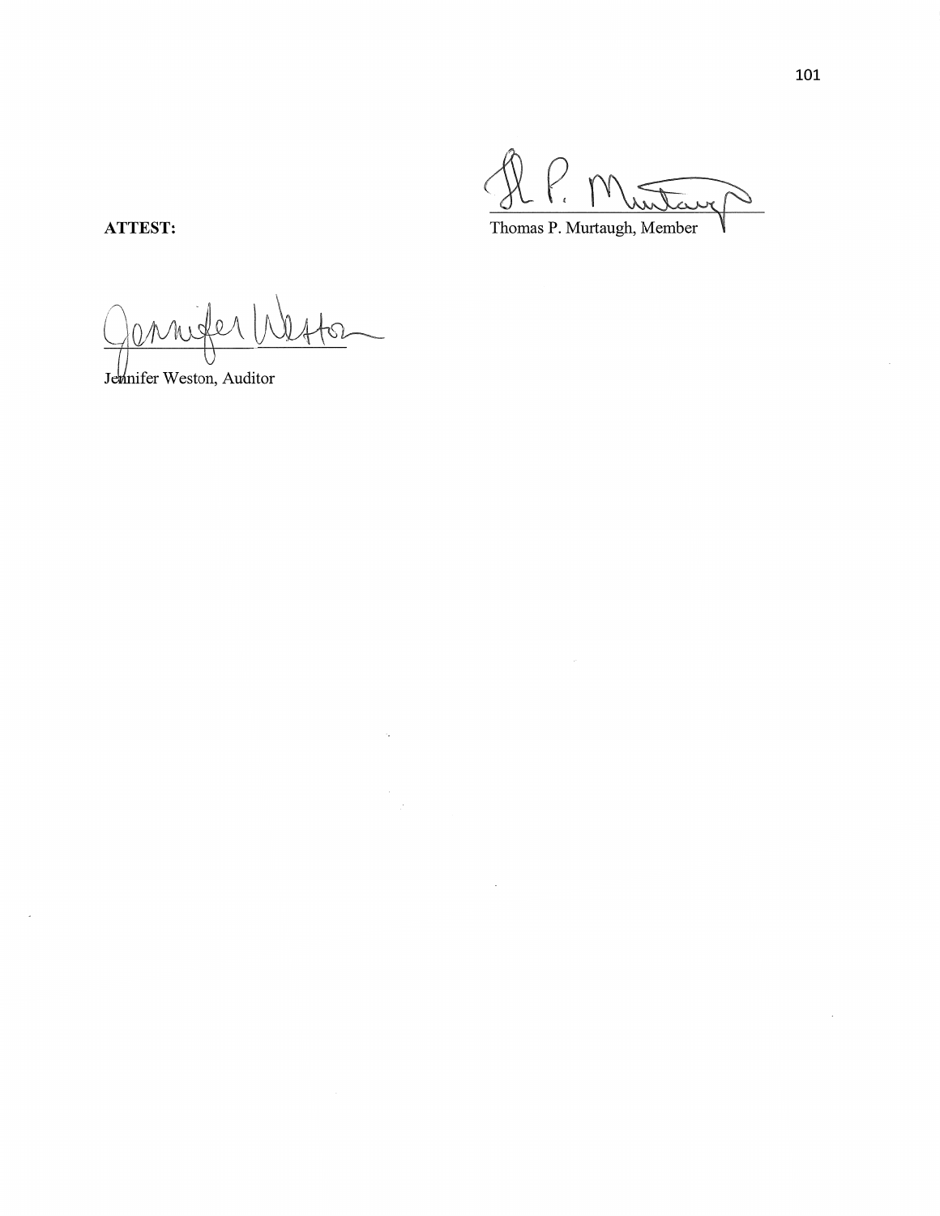Thomas P. Murtaugh, Member

**ATTEST:**

Jennifer Weston, Auditor